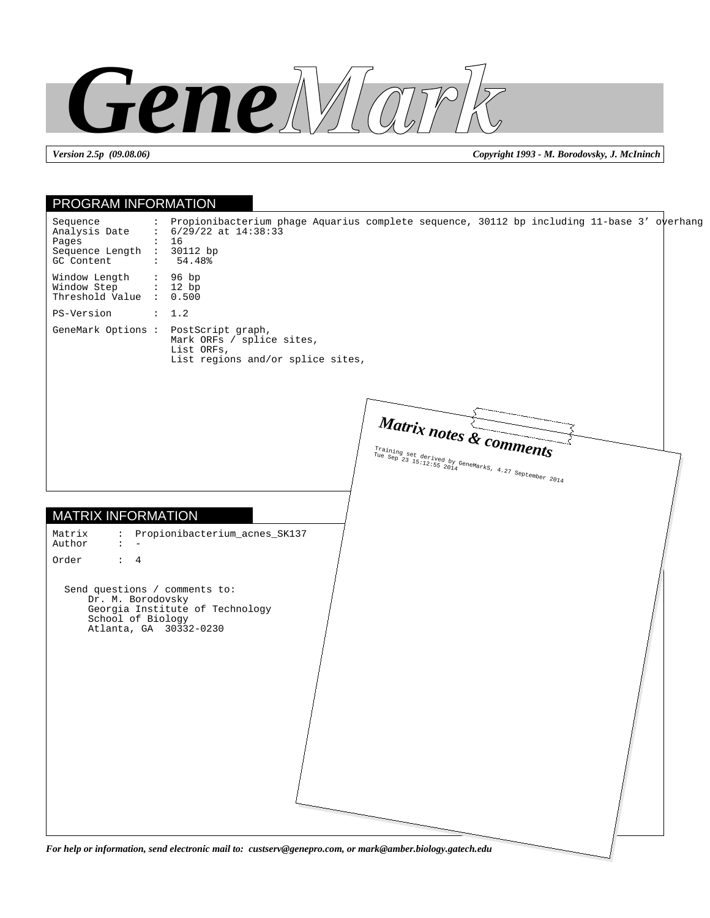# GeneMark

*Version 2.5p (09.08.06)* *Copyright 1993 - M. Borodovsky, J. McIninch*

## PROGRAM INFORMATION

```
Sequence        :  Propionibacterium phage Aquarius complete sequence, 30112 bp including 11-base 3' overhang
Analysis Date   :  6/29/22 at 14:38:33
Pages           :  16
Sequence Length :  30112 bp
GC Content      :   54.48%

Window Length   :  96 bp
Window Step     :  12 bp
Threshold Value :  0.500

PS-Version      :  1.2

GeneMark Options :  PostScript graph,
                    Mark ORFs / splice sites,
                    List ORFs,
                    List regions and/or splice sites,
```

## MATRIX INFORMATION

```
Matrix    :  Propionibacterium_acnes_SK137
Author    :  -

Order     :  4
```

Send questions / comments to:
Dr. M. Borodovsky
Georgia Institute of Technology
School of Biology
Atlanta, GA 30332-0230

### Matrix notes & comments

Training set derived by GeneMarkS, 4.27 September 2014
Tue Sep 23 15:12:55 2014

*For help or information, send electronic mail to: custserv@genepro.com, or mark@amber.biology.gatech.edu*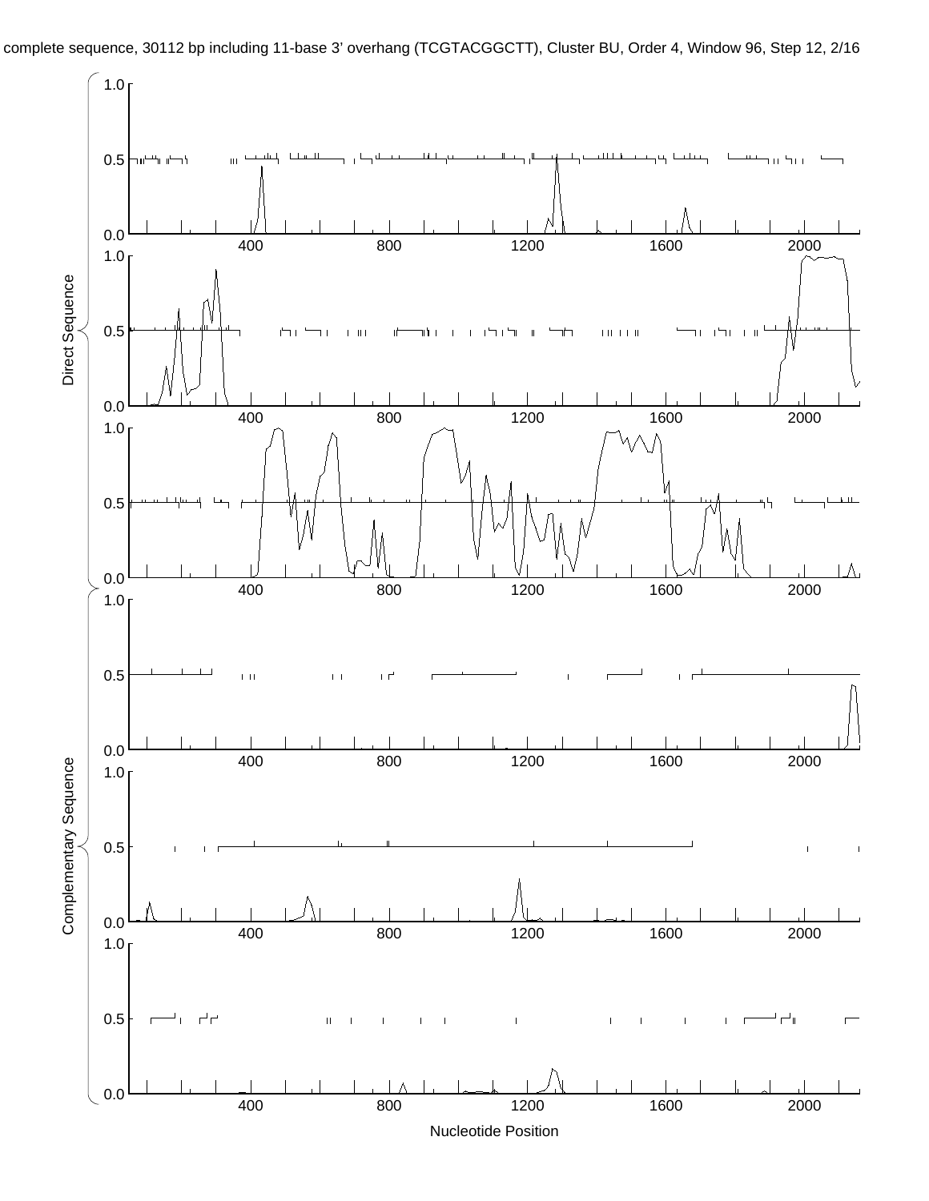complete sequence, 30112 bp including 11-base 3' overhang (TCGTACGGCTT), Cluster BU, Order 4, Window 96, Step 12, 2/16

Direct Sequence

Complementary Sequence

Nucleotide Position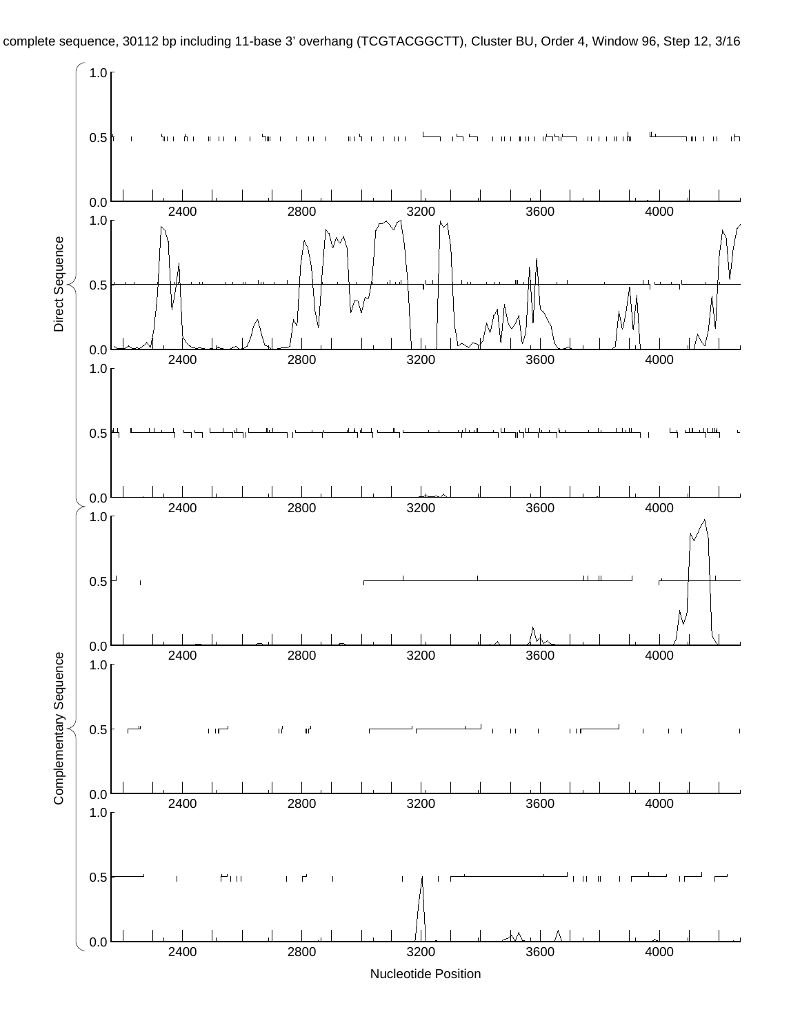complete sequence, 30112 bp including 11-base 3' overhang (TCGTACGGCTT), Cluster BU, Order 4, Window 96, Step 12, 3/16

Direct Sequence

Complementary Sequence

Nucleotide Position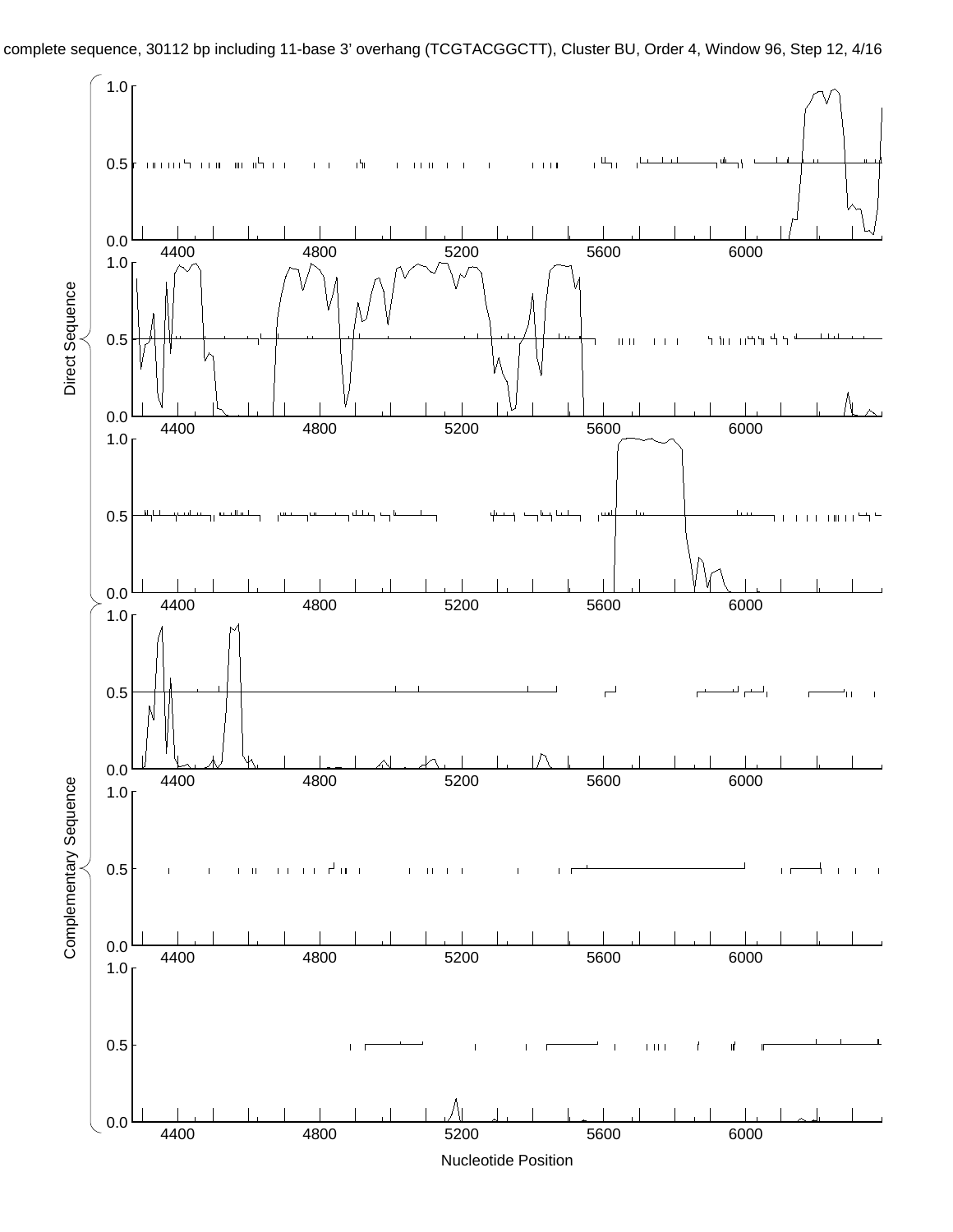complete sequence, 30112 bp including 11-base 3' overhang (TCGTACGGCTT), Cluster BU, Order 4, Window 96, Step 12, 4/16

Direct Sequence

Complementary Sequence

Nucleotide Position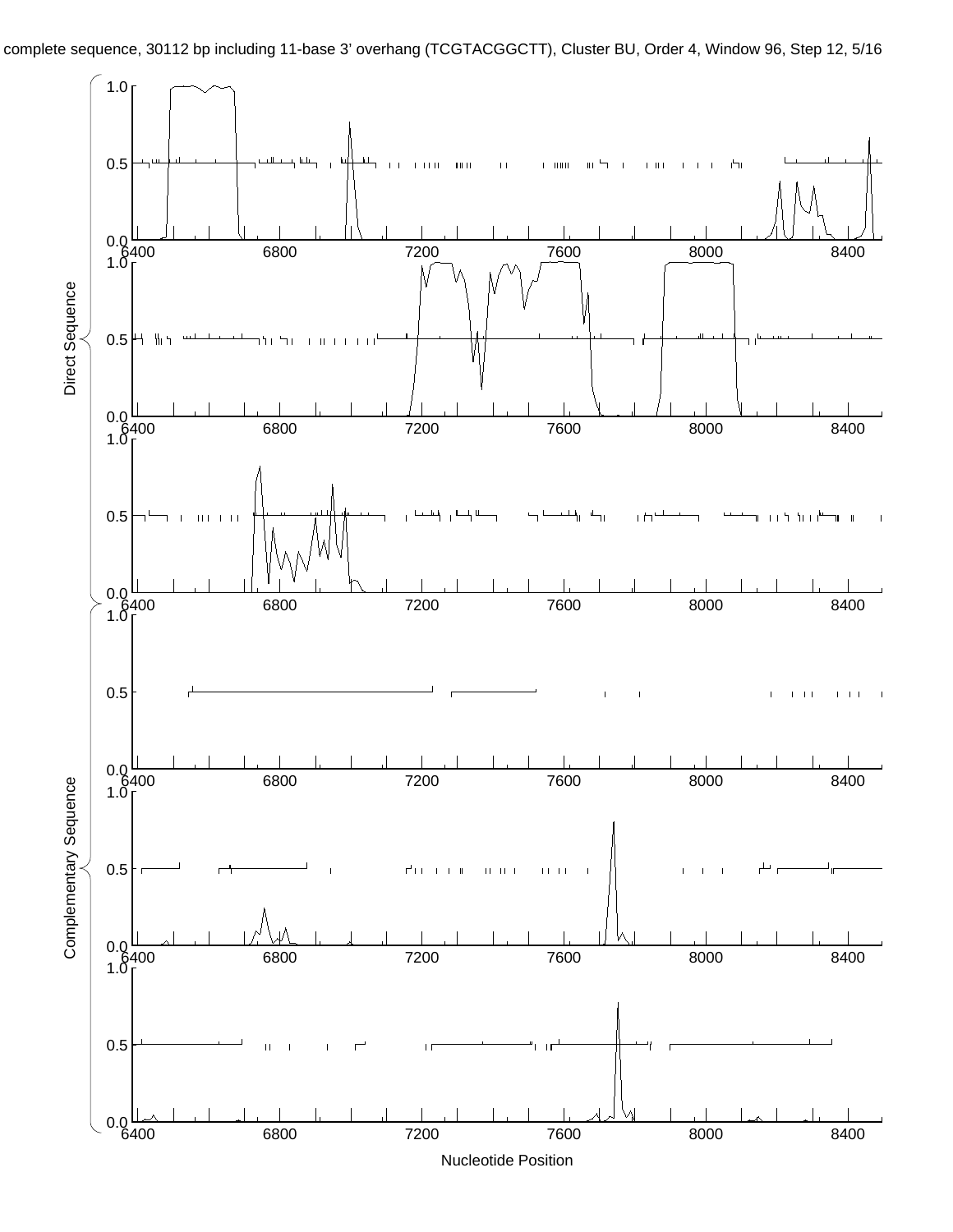complete sequence, 30112 bp including 11-base 3' overhang (TCGTACGGCTT), Cluster BU, Order 4, Window 96, Step 12, 5/16

Direct Sequence

Complementary Sequence

Nucleotide Position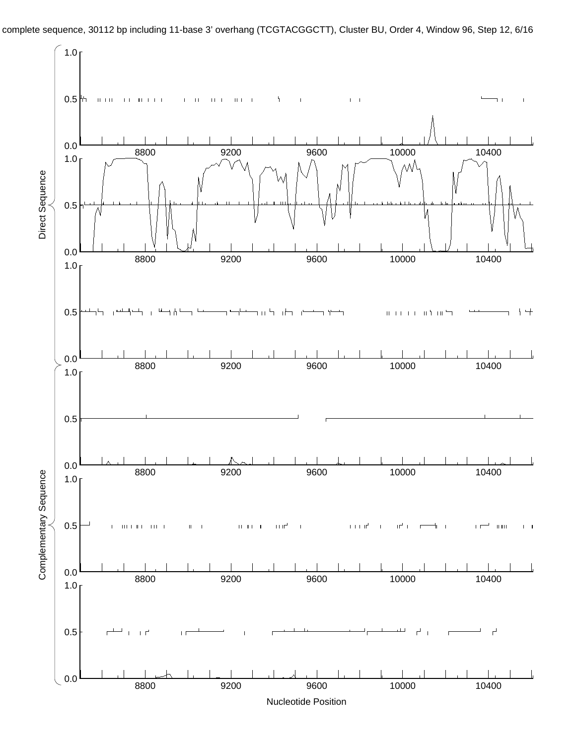complete sequence, 30112 bp including 11-base 3' overhang (TCGTACGGCTT), Cluster BU, Order 4, Window 96, Step 12, 6/16

Direct Sequence

Complementary Sequence

Nucleotide Position

8800 9200 9600 10000 10400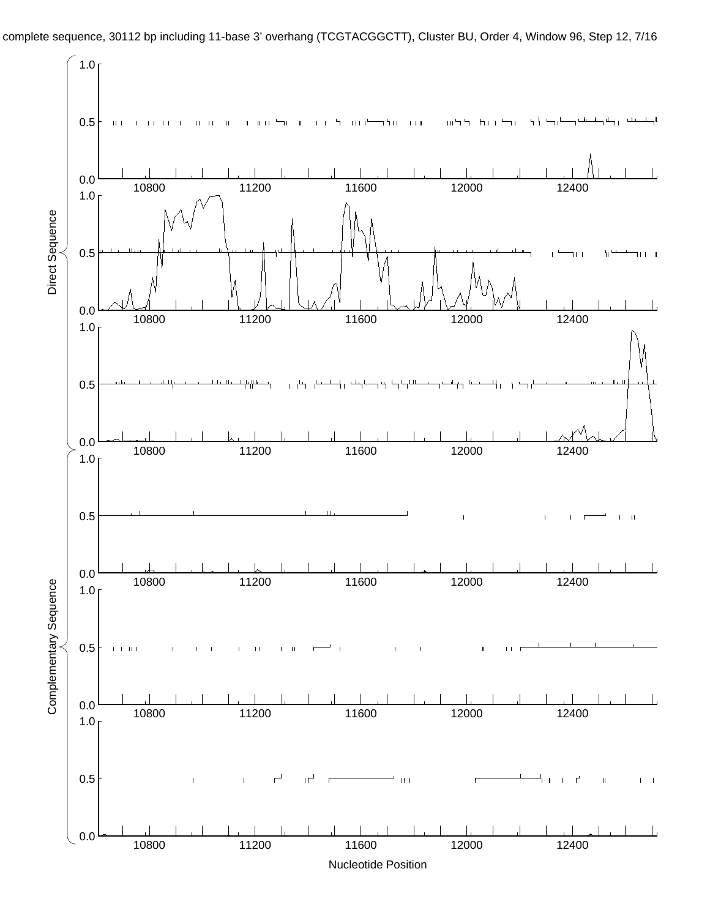complete sequence, 30112 bp including 11-base 3' overhang (TCGTACGGCTT), Cluster BU, Order 4, Window 96, Step 12, 7/16

Direct Sequence

Complementary Sequence

Nucleotide Position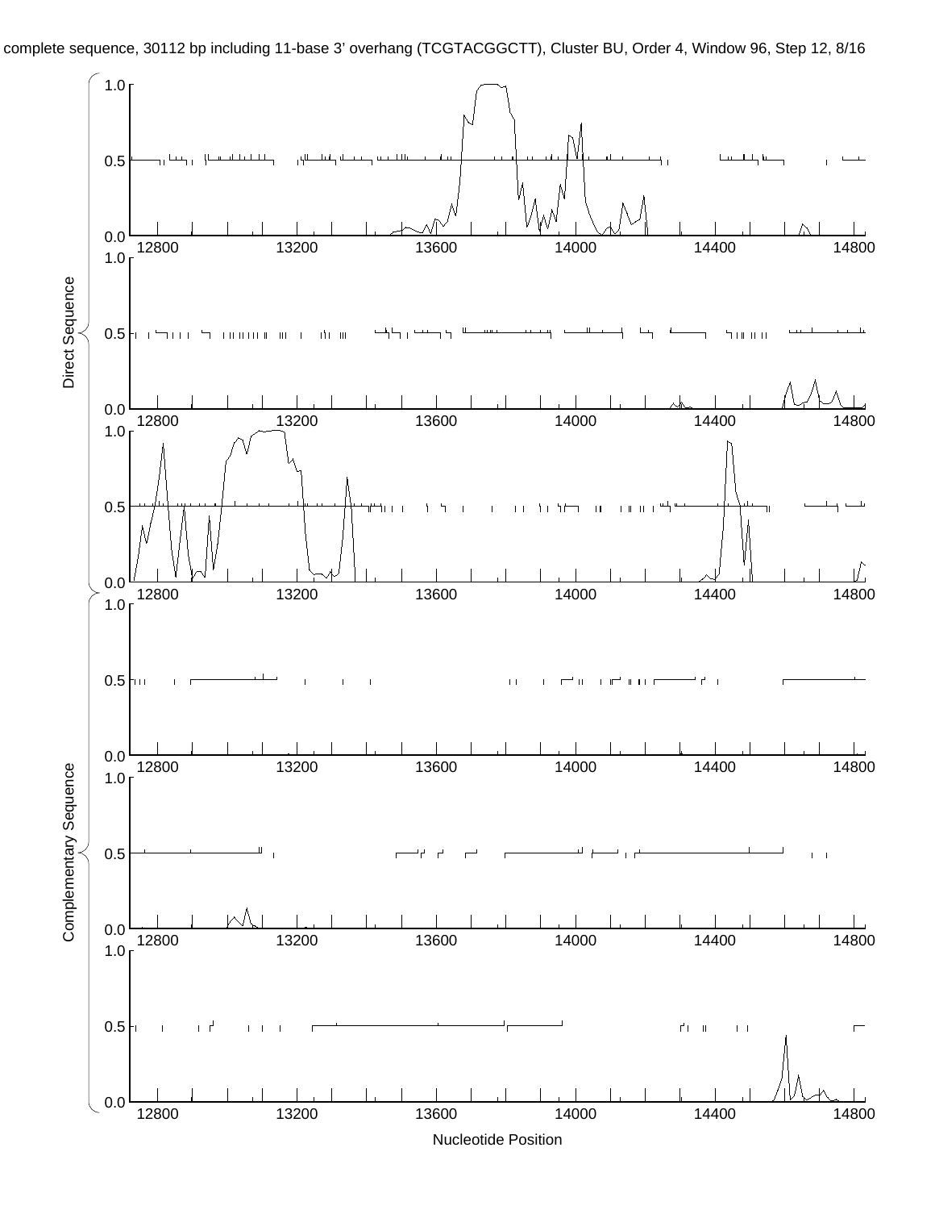complete sequence, 30112 bp including 11-base 3' overhang (TCGTACGGCTT), Cluster BU, Order 4, Window 96, Step 12, 8/16

Direct Sequence

Complementary Sequence

Nucleotide Position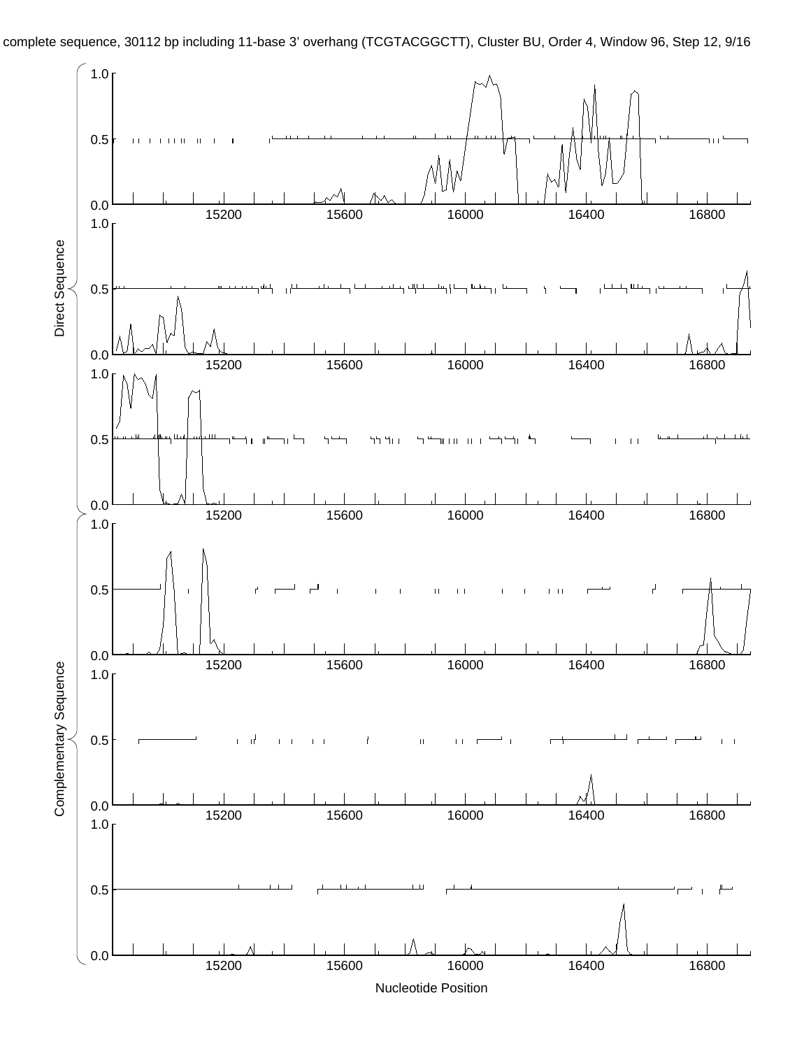complete sequence, 30112 bp including 11-base 3' overhang (TCGTACGGCTT), Cluster BU, Order 4, Window 96, Step 12, 9/16

Direct Sequence

Complementary Sequence

Nucleotide Position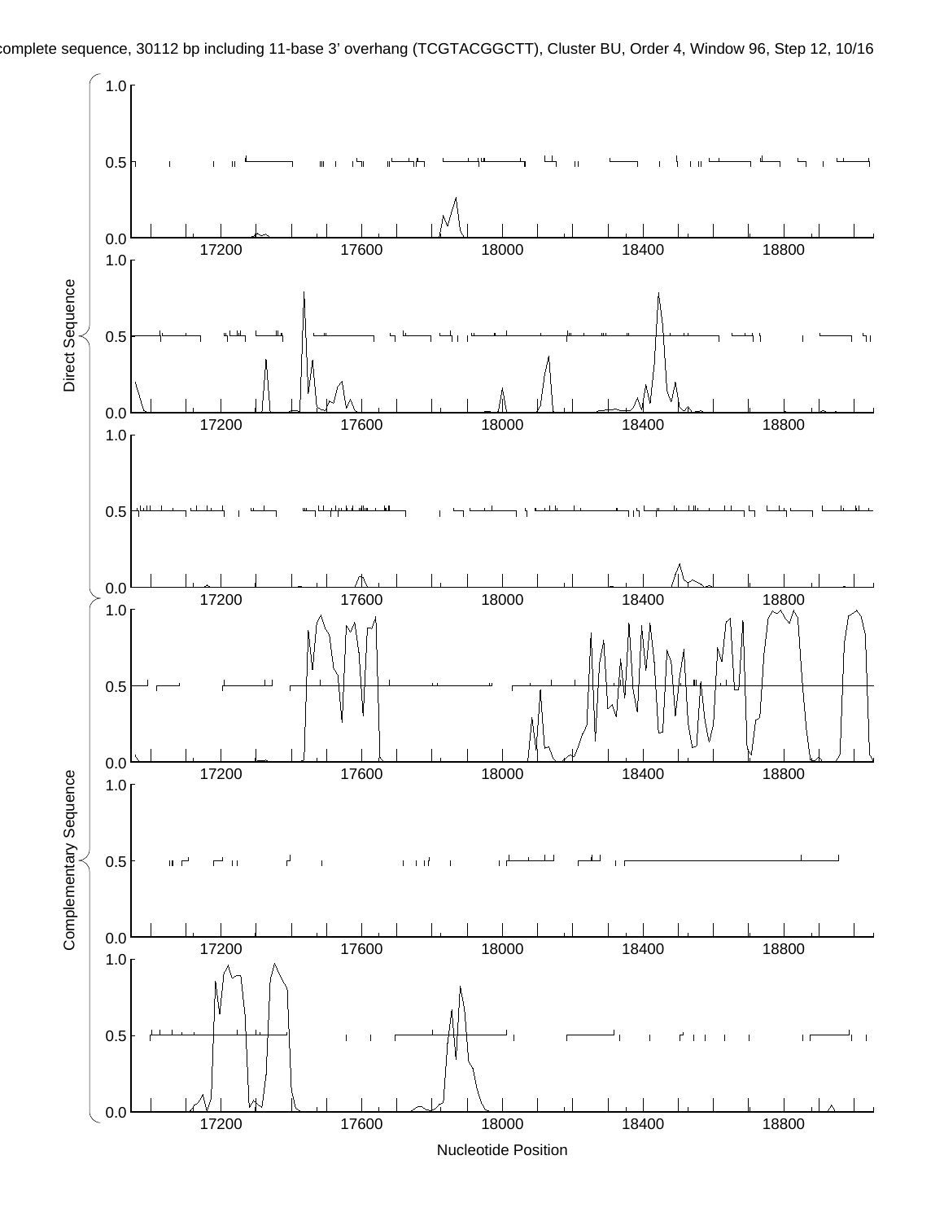complete sequence, 30112 bp including 11-base 3' overhang (TCGTACGGCTT), Cluster BU, Order 4, Window 96, Step 12, 10/16

Direct Sequence

Complementary Sequence

Nucleotide Position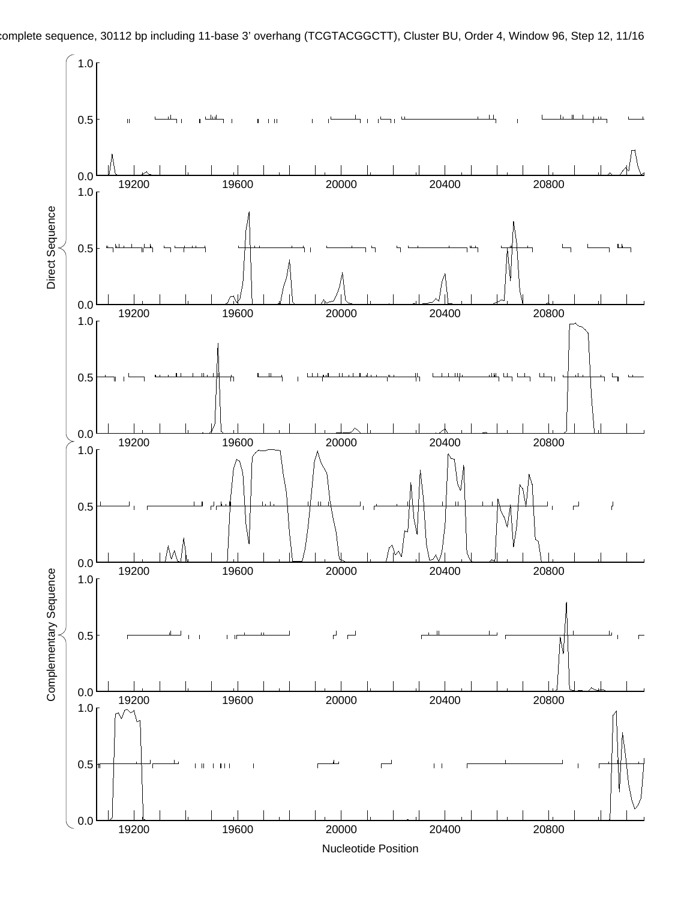complete sequence, 30112 bp including 11-base 3' overhang (TCGTACGGCTT), Cluster BU, Order 4, Window 96, Step 12, 11/16

Direct Sequence

Complementary Sequence

Nucleotide Position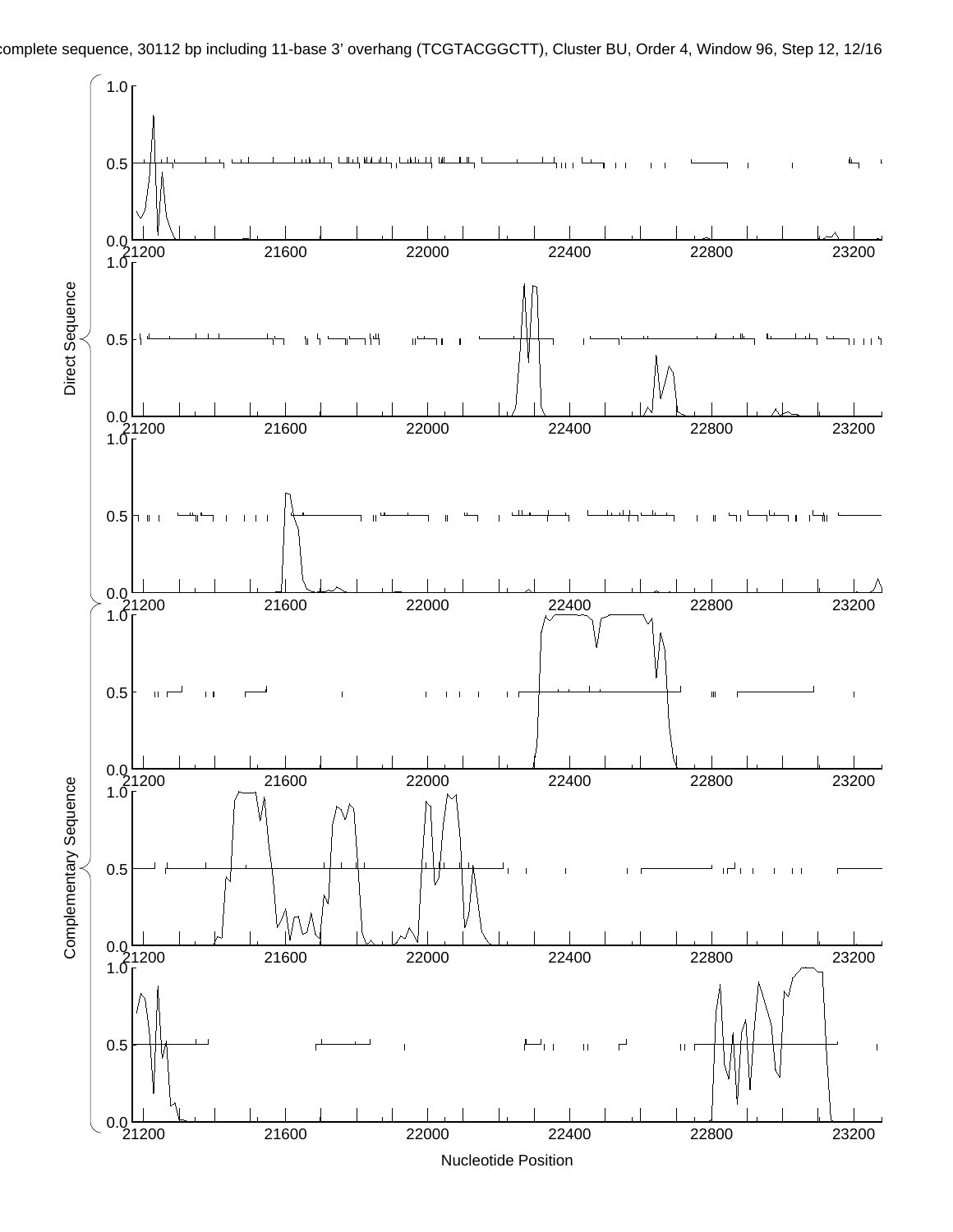complete sequence, 30112 bp including 11-base 3' overhang (TCGTACGGCTT), Cluster BU, Order 4, Window 96, Step 12, 12/16

Direct Sequence

Complementary Sequence

Nucleotide Position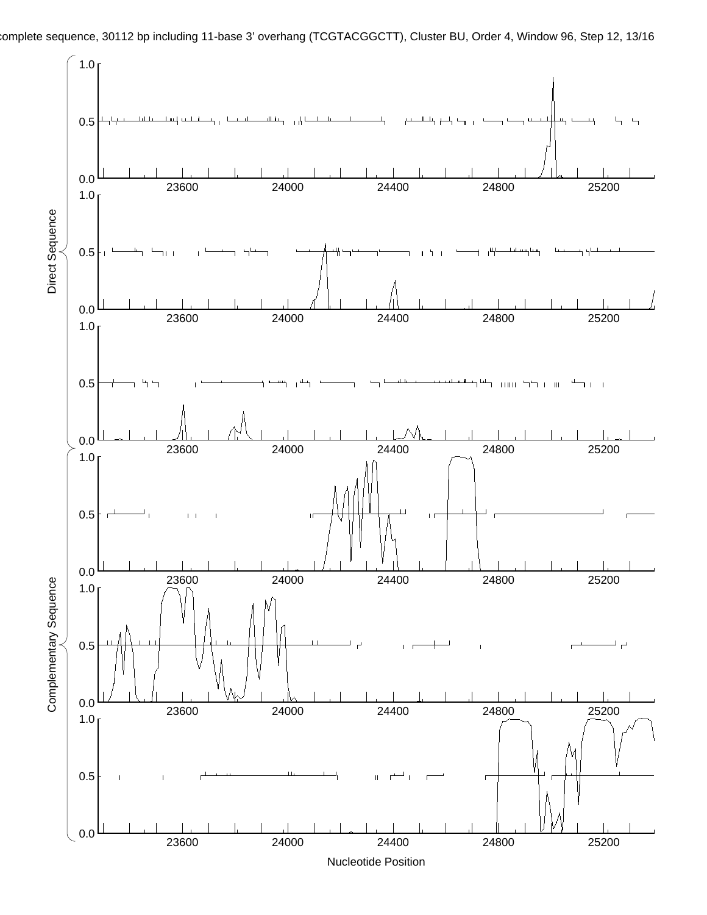complete sequence, 30112 bp including 11-base 3' overhang (TCGTACGGCTT), Cluster BU, Order 4, Window 96, Step 12, 13/16

Direct Sequence

Complementary Sequence

Nucleotide Position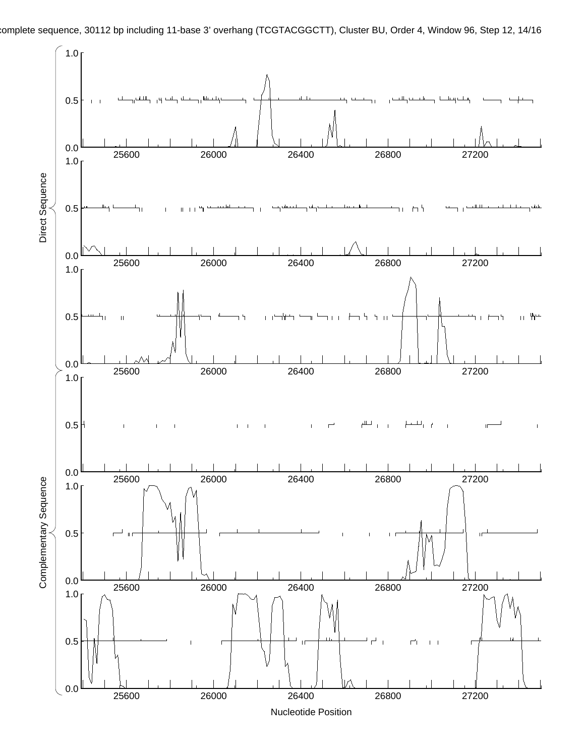complete sequence, 30112 bp including 11-base 3' overhang (TCGTACGGCTT), Cluster BU, Order 4, Window 96, Step 12, 14/16

Direct Sequence

Complementary Sequence

Nucleotide Position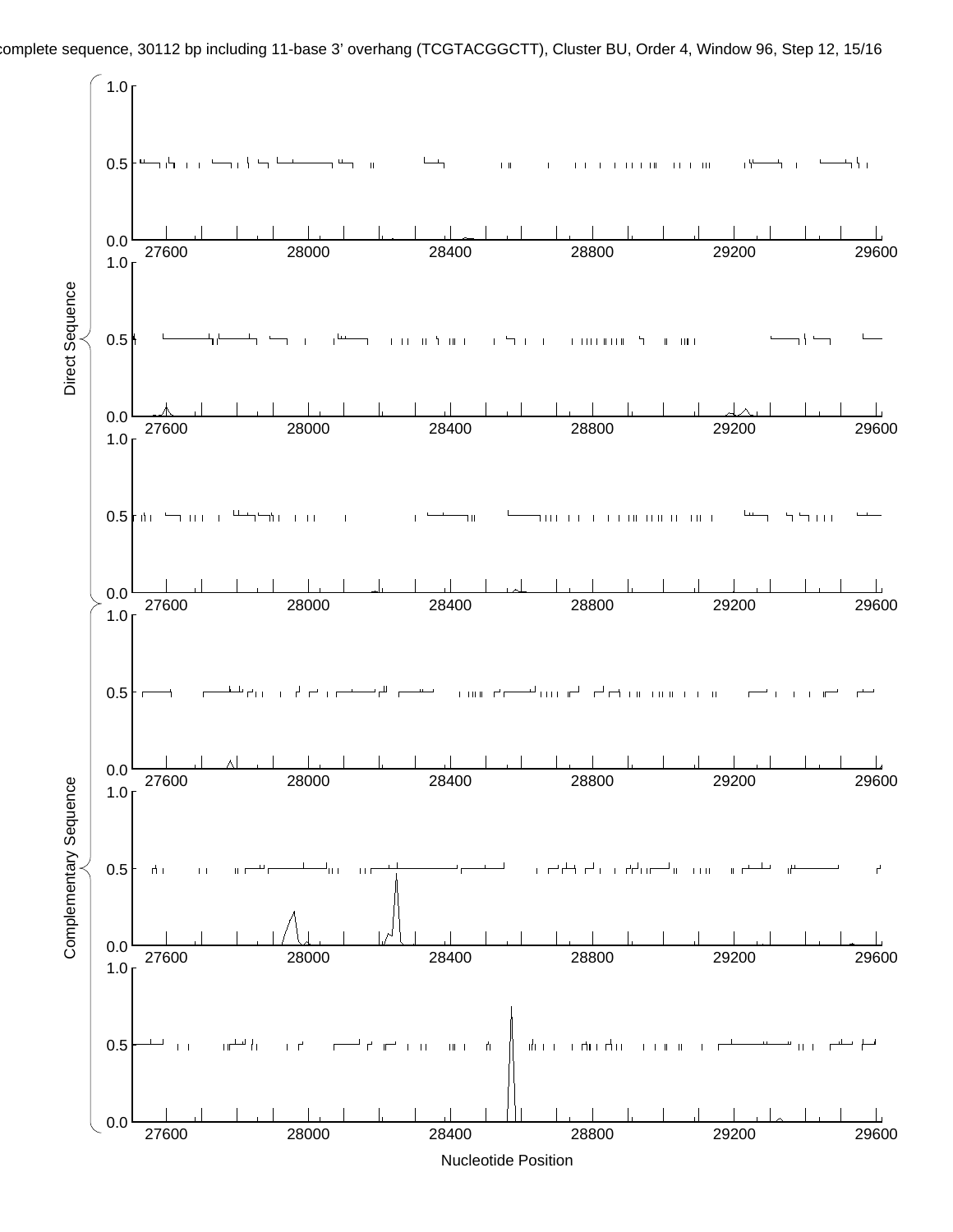complete sequence, 30112 bp including 11-base 3' overhang (TCGTACGGCTT), Cluster BU, Order 4, Window 96, Step 12, 15/16

Direct Sequence

Complementary Sequence

Nucleotide Position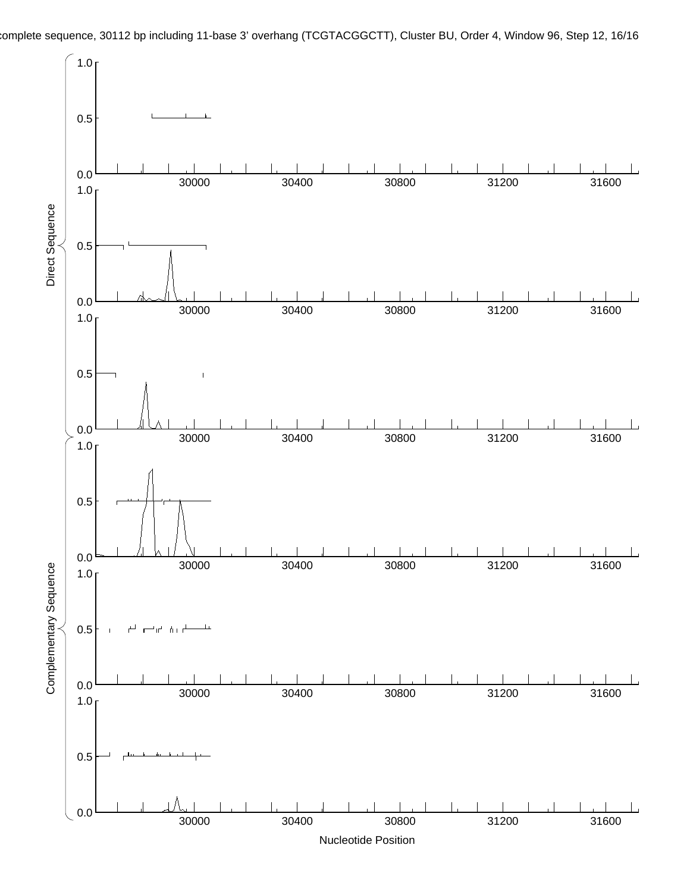complete sequence, 30112 bp including 11-base 3' overhang (TCGTACGGCTT), Cluster BU, Order 4, Window 96, Step 12, 16/16

Direct Sequence

1.0
0.5
0.0
30000
30400
30800
31200
31600

1.0
0.5
0.0
30000
30400
30800
31200
31600

1.0
0.5
0.0
30000
30400
30800
31200
31600

Complementary Sequence

1.0
0.5
0.0
30000
30400
30800
31200
31600

1.0
0.5
0.0
30000
30400
30800
31200
31600

1.0
0.5
0.0
30000
30400
30800
31200
31600

Nucleotide Position